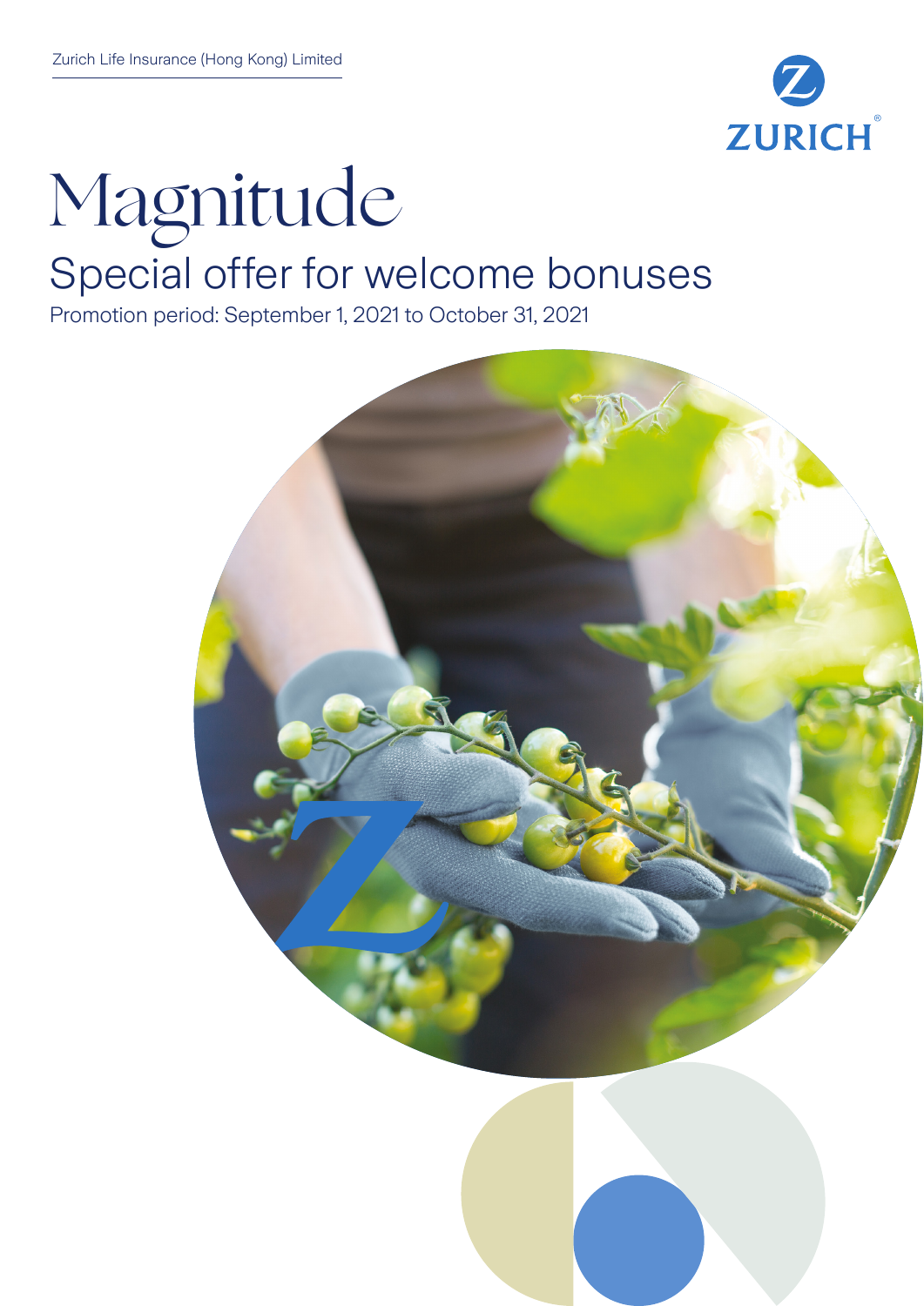Zurich Life Insurance (Hong Kong) Limited

ZURICH

# Magnitude

## Special offer for welcome bonuses

Promotion period: September 1, 2021 to October 31, 2021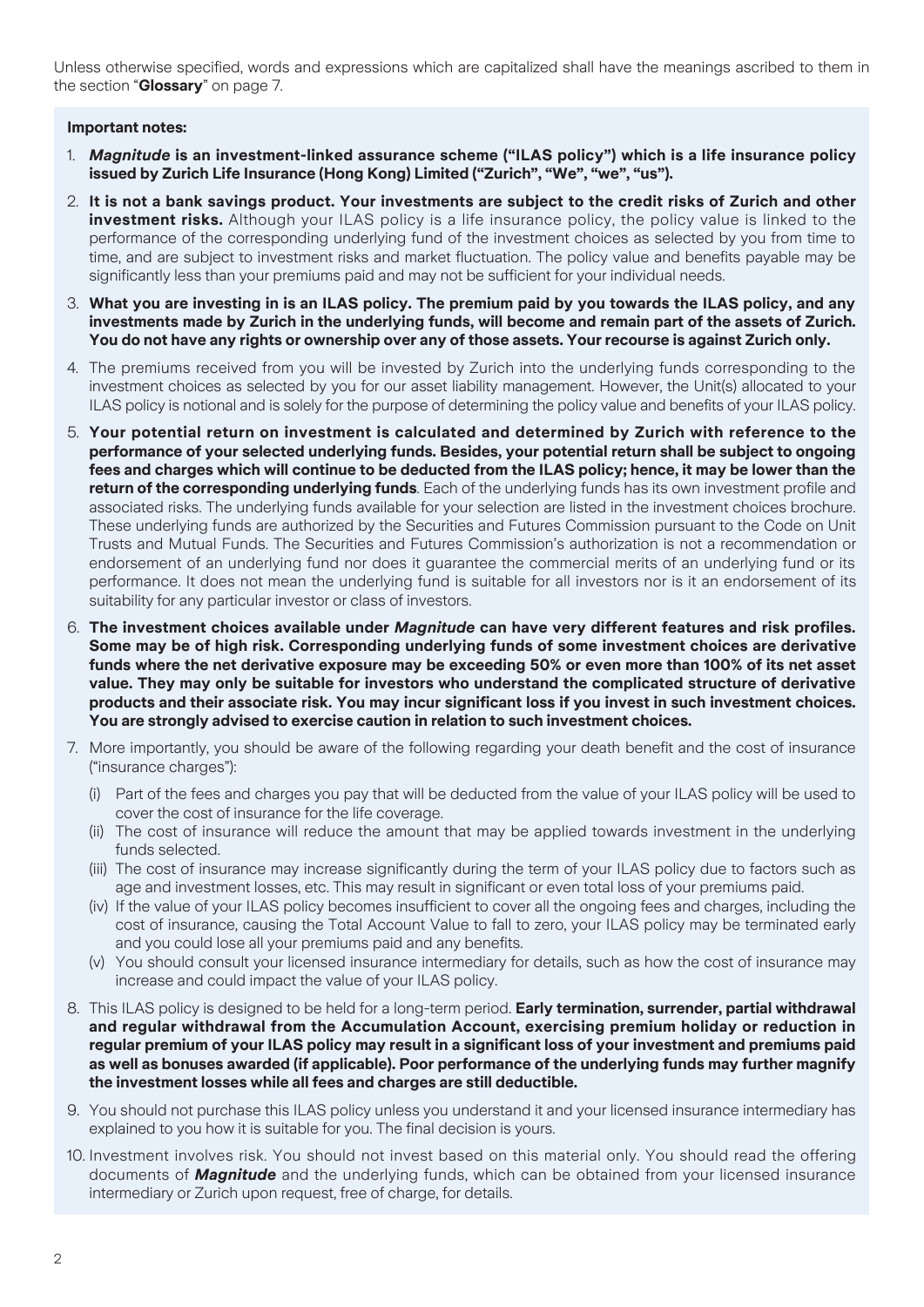Unless otherwise specified, words and expressions which are capitalized shall have the meanings ascribed to them in the section "**Glossary**" on page 7.

**Important notes:**

1. ***Magnitude*** **is an investment-linked assurance scheme ("ILAS policy") which is a life insurance policy issued by Zurich Life Insurance (Hong Kong) Limited ("Zurich", "We", "we", "us").**
2. **It is not a bank savings product. Your investments are subject to the credit risks of Zurich and other investment risks.** Although your ILAS policy is a life insurance policy, the policy value is linked to the performance of the corresponding underlying fund of the investment choices as selected by you from time to time, and are subject to investment risks and market fluctuation. The policy value and benefits payable may be significantly less than your premiums paid and may not be sufficient for your individual needs.
3. **What you are investing in is an ILAS policy. The premium paid by you towards the ILAS policy, and any investments made by Zurich in the underlying funds, will become and remain part of the assets of Zurich. You do not have any rights or ownership over any of those assets. Your recourse is against Zurich only.**
4. The premiums received from you will be invested by Zurich into the underlying funds corresponding to the investment choices as selected by you for our asset liability management. However, the Unit(s) allocated to your ILAS policy is notional and is solely for the purpose of determining the policy value and benefits of your ILAS policy.
5. **Your potential return on investment is calculated and determined by Zurich with reference to the performance of your selected underlying funds. Besides, your potential return shall be subject to ongoing fees and charges which will continue to be deducted from the ILAS policy; hence, it may be lower than the return of the corresponding underlying funds**. Each of the underlying funds has its own investment profile and associated risks. The underlying funds available for your selection are listed in the investment choices brochure. These underlying funds are authorized by the Securities and Futures Commission pursuant to the Code on Unit Trusts and Mutual Funds. The Securities and Futures Commission's authorization is not a recommendation or endorsement of an underlying fund nor does it guarantee the commercial merits of an underlying fund or its performance. It does not mean the underlying fund is suitable for all investors nor is it an endorsement of its suitability for any particular investor or class of investors.
6. **The investment choices available under *Magnitude* can have very different features and risk profiles. Some may be of high risk. Corresponding underlying funds of some investment choices are derivative funds where the net derivative exposure may be exceeding 50% or even more than 100% of its net asset value. They may only be suitable for investors who understand the complicated structure of derivative products and their associate risk. You may incur significant loss if you invest in such investment choices. You are strongly advised to exercise caution in relation to such investment choices.**
7. More importantly, you should be aware of the following regarding your death benefit and the cost of insurance ("insurance charges"):
   (i) Part of the fees and charges you pay that will be deducted from the value of your ILAS policy will be used to cover the cost of insurance for the life coverage.
   (ii) The cost of insurance will reduce the amount that may be applied towards investment in the underlying funds selected.
   (iii) The cost of insurance may increase significantly during the term of your ILAS policy due to factors such as age and investment losses, etc. This may result in significant or even total loss of your premiums paid.
   (iv) If the value of your ILAS policy becomes insufficient to cover all the ongoing fees and charges, including the cost of insurance, causing the Total Account Value to fall to zero, your ILAS policy may be terminated early and you could lose all your premiums paid and any benefits.
   (v) You should consult your licensed insurance intermediary for details, such as how the cost of insurance may increase and could impact the value of your ILAS policy.
8. This ILAS policy is designed to be held for a long-term period. **Early termination, surrender, partial withdrawal and regular withdrawal from the Accumulation Account, exercising premium holiday or reduction in regular premium of your ILAS policy may result in a significant loss of your investment and premiums paid as well as bonuses awarded (if applicable). Poor performance of the underlying funds may further magnify the investment losses while all fees and charges are still deductible.**
9. You should not purchase this ILAS policy unless you understand it and your licensed insurance intermediary has explained to you how it is suitable for you. The final decision is yours.
10. Investment involves risk. You should not invest based on this material only. You should read the offering documents of ***Magnitude*** and the underlying funds, which can be obtained from your licensed insurance intermediary or Zurich upon request, free of charge, for details.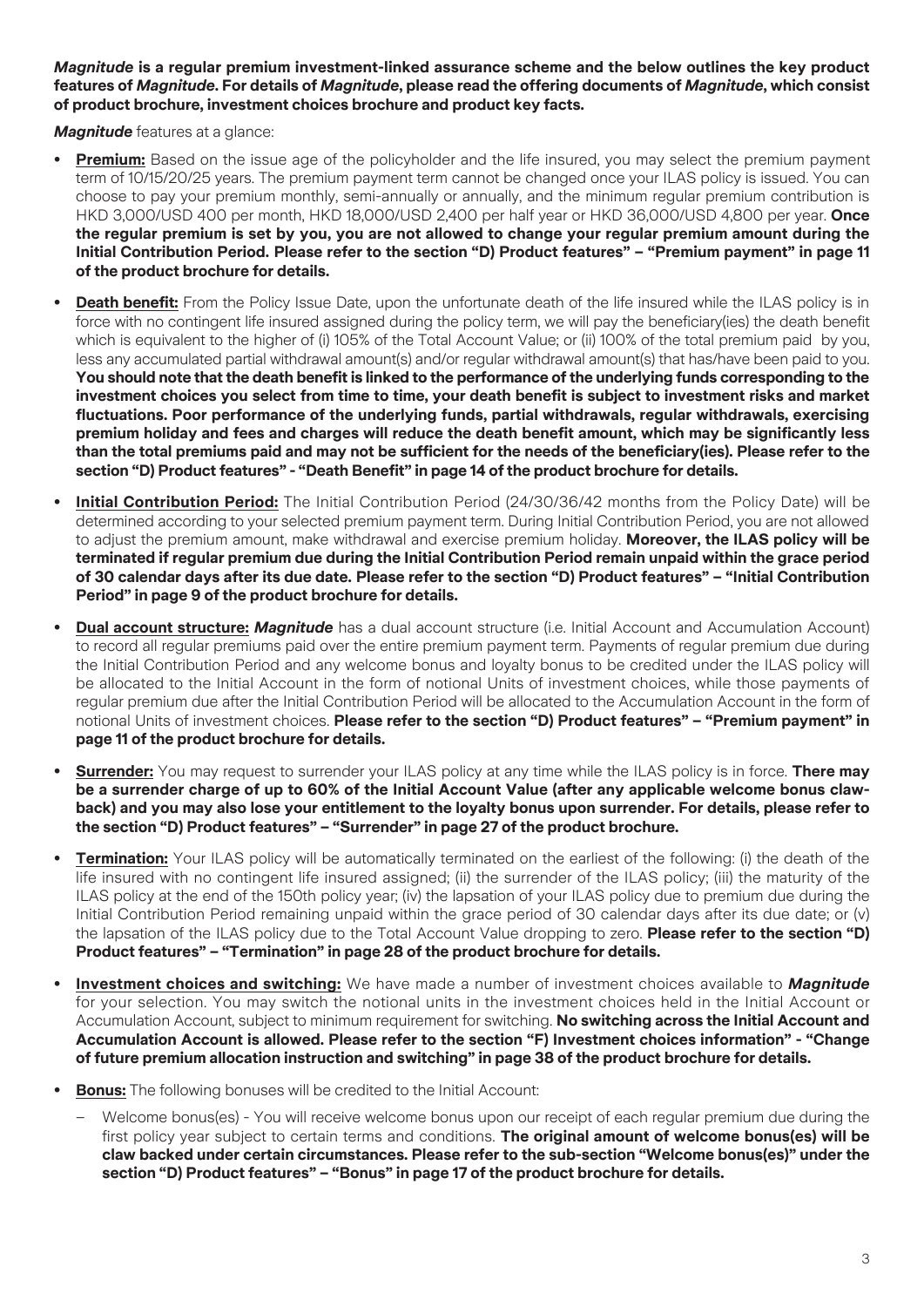***Magnitude* is a regular premium investment-linked assurance scheme and the below outlines the key product features of *Magnitude*. For details of *Magnitude*, please read the offering documents of *Magnitude*, which consist of product brochure, investment choices brochure and product key facts.**

***Magnitude*** features at a glance:

- **Premium:** Based on the issue age of the policyholder and the life insured, you may select the premium payment term of 10/15/20/25 years. The premium payment term cannot be changed once your ILAS policy is issued. You can choose to pay your premium monthly, semi-annually or annually, and the minimum regular premium contribution is HKD 3,000/USD 400 per month, HKD 18,000/USD 2,400 per half year or HKD 36,000/USD 4,800 per year. **Once the regular premium is set by you, you are not allowed to change your regular premium amount during the Initial Contribution Period. Please refer to the section "D) Product features" – "Premium payment" in page 11 of the product brochure for details.**

- **Death benefit:** From the Policy Issue Date, upon the unfortunate death of the life insured while the ILAS policy is in force with no contingent life insured assigned during the policy term, we will pay the beneficiary(ies) the death benefit which is equivalent to the higher of (i) 105% of the Total Account Value; or (ii) 100% of the total premium paid by you, less any accumulated partial withdrawal amount(s) and/or regular withdrawal amount(s) that has/have been paid to you. **You should note that the death benefit is linked to the performance of the underlying funds corresponding to the investment choices you select from time to time, your death benefit is subject to investment risks and market fluctuations. Poor performance of the underlying funds, partial withdrawals, regular withdrawals, exercising premium holiday and fees and charges will reduce the death benefit amount, which may be significantly less than the total premiums paid and may not be sufficient for the needs of the beneficiary(ies). Please refer to the section "D) Product features" - "Death Benefit" in page 14 of the product brochure for details.**

- **Initial Contribution Period:** The Initial Contribution Period (24/30/36/42 months from the Policy Date) will be determined according to your selected premium payment term. During Initial Contribution Period, you are not allowed to adjust the premium amount, make withdrawal and exercise premium holiday. **Moreover, the ILAS policy will be terminated if regular premium due during the Initial Contribution Period remain unpaid within the grace period of 30 calendar days after its due date. Please refer to the section "D) Product features" – "Initial Contribution Period" in page 9 of the product brochure for details.**

- **Dual account structure:** ***Magnitude*** has a dual account structure (i.e. Initial Account and Accumulation Account) to record all regular premiums paid over the entire premium payment term. Payments of regular premium due during the Initial Contribution Period and any welcome bonus and loyalty bonus to be credited under the ILAS policy will be allocated to the Initial Account in the form of notional Units of investment choices, while those payments of regular premium due after the Initial Contribution Period will be allocated to the Accumulation Account in the form of notional Units of investment choices. **Please refer to the section "D) Product features" – "Premium payment" in page 11 of the product brochure for details.**

- **Surrender:** You may request to surrender your ILAS policy at any time while the ILAS policy is in force. **There may be a surrender charge of up to 60% of the Initial Account Value (after any applicable welcome bonus claw-back) and you may also lose your entitlement to the loyalty bonus upon surrender. For details, please refer to the section "D) Product features" – "Surrender" in page 27 of the product brochure.**

- **Termination:** Your ILAS policy will be automatically terminated on the earliest of the following: (i) the death of the life insured with no contingent life insured assigned; (ii) the surrender of the ILAS policy; (iii) the maturity of the ILAS policy at the end of the 150th policy year; (iv) the lapsation of your ILAS policy due to premium due during the Initial Contribution Period remaining unpaid within the grace period of 30 calendar days after its due date; or (v) the lapsation of the ILAS policy due to the Total Account Value dropping to zero. **Please refer to the section "D) Product features" – "Termination" in page 28 of the product brochure for details.**

- **Investment choices and switching:** We have made a number of investment choices available to ***Magnitude*** for your selection. You may switch the notional units in the investment choices held in the Initial Account or Accumulation Account, subject to minimum requirement for switching. **No switching across the Initial Account and Accumulation Account is allowed. Please refer to the section "F) Investment choices information" - "Change of future premium allocation instruction and switching" in page 38 of the product brochure for details.**

- **Bonus:** The following bonuses will be credited to the Initial Account:
  - Welcome bonus(es) - You will receive welcome bonus upon our receipt of each regular premium due during the first policy year subject to certain terms and conditions. **The original amount of welcome bonus(es) will be claw backed under certain circumstances. Please refer to the sub-section "Welcome bonus(es)" under the section "D) Product features" – "Bonus" in page 17 of the product brochure for details.**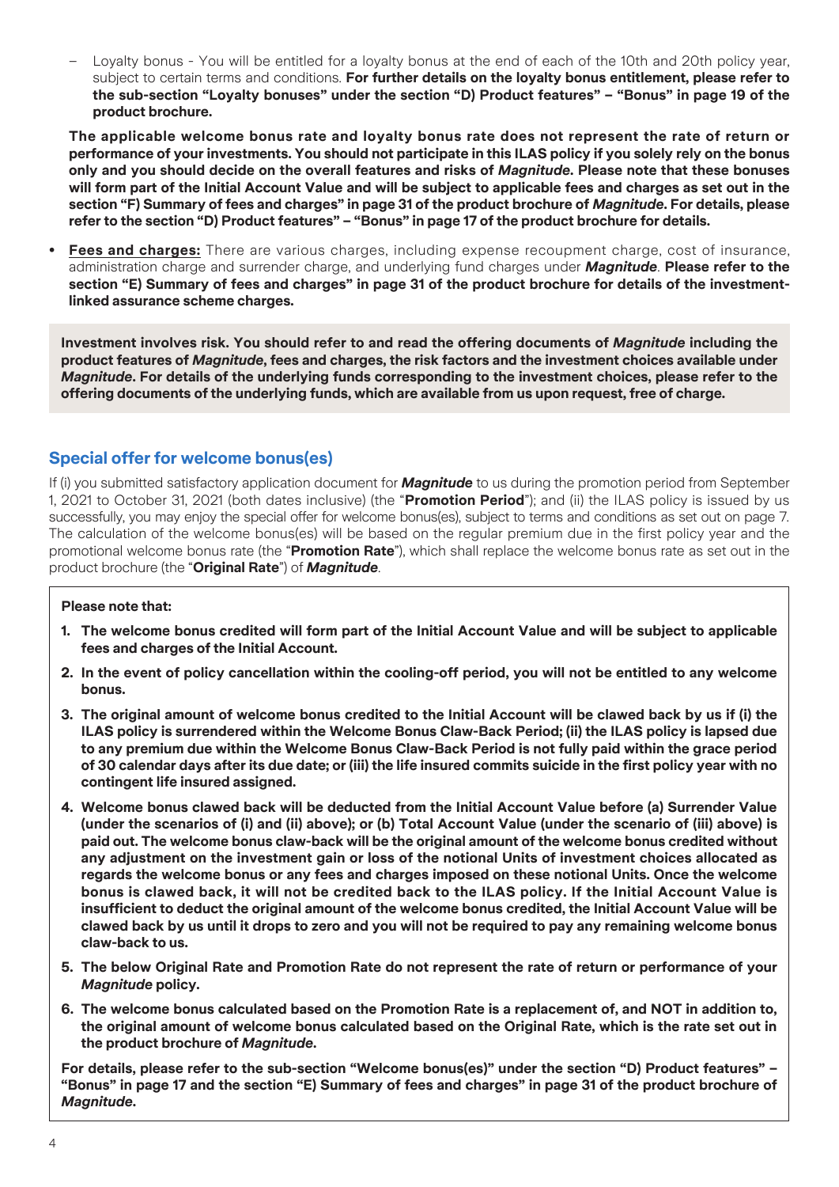– Loyalty bonus - You will be entitled for a loyalty bonus at the end of each of the 10th and 20th policy year, subject to certain terms and conditions. **For further details on the loyalty bonus entitlement, please refer to the sub-section "Loyalty bonuses" under the section "D) Product features" – "Bonus" in page 19 of the product brochure.**

**The applicable welcome bonus rate and loyalty bonus rate does not represent the rate of return or performance of your investments. You should not participate in this ILAS policy if you solely rely on the bonus only and you should decide on the overall features and risks of *Magnitude*. Please note that these bonuses will form part of the Initial Account Value and will be subject to applicable fees and charges as set out in the section "F) Summary of fees and charges" in page 31 of the product brochure of *Magnitude*. For details, please refer to the section "D) Product features" – "Bonus" in page 17 of the product brochure for details.**

- **Fees and charges:** There are various charges, including expense recoupment charge, cost of insurance, administration charge and surrender charge, and underlying fund charges under ***Magnitude***. **Please refer to the section "E) Summary of fees and charges" in page 31 of the product brochure for details of the investment-linked assurance scheme charges.**

**Investment involves risk. You should refer to and read the offering documents of *Magnitude* including the product features of *Magnitude*, fees and charges, the risk factors and the investment choices available under *Magnitude*. For details of the underlying funds corresponding to the investment choices, please refer to the offering documents of the underlying funds, which are available from us upon request, free of charge.**

## Special offer for welcome bonus(es)

If (i) you submitted satisfactory application document for ***Magnitude*** to us during the promotion period from September 1, 2021 to October 31, 2021 (both dates inclusive) (the "**Promotion Period**"); and (ii) the ILAS policy is issued by us successfully, you may enjoy the special offer for welcome bonus(es), subject to terms and conditions as set out on page 7. The calculation of the welcome bonus(es) will be based on the regular premium due in the first policy year and the promotional welcome bonus rate (the "**Promotion Rate**"), which shall replace the welcome bonus rate as set out in the product brochure (the "**Original Rate**") of ***Magnitude***.

**Please note that:**

1. **The welcome bonus credited will form part of the Initial Account Value and will be subject to applicable fees and charges of the Initial Account.**
2. **In the event of policy cancellation within the cooling-off period, you will not be entitled to any welcome bonus.**
3. **The original amount of welcome bonus credited to the Initial Account will be clawed back by us if (i) the ILAS policy is surrendered within the Welcome Bonus Claw-Back Period; (ii) the ILAS policy is lapsed due to any premium due within the Welcome Bonus Claw-Back Period is not fully paid within the grace period of 30 calendar days after its due date; or (iii) the life insured commits suicide in the first policy year with no contingent life insured assigned.**
4. **Welcome bonus clawed back will be deducted from the Initial Account Value before (a) Surrender Value (under the scenarios of (i) and (ii) above); or (b) Total Account Value (under the scenario of (iii) above) is paid out. The welcome bonus claw-back will be the original amount of the welcome bonus credited without any adjustment on the investment gain or loss of the notional Units of investment choices allocated as regards the welcome bonus or any fees and charges imposed on these notional Units. Once the welcome bonus is clawed back, it will not be credited back to the ILAS policy. If the Initial Account Value is insufficient to deduct the original amount of the welcome bonus credited, the Initial Account Value will be clawed back by us until it drops to zero and you will not be required to pay any remaining welcome bonus claw-back to us.**
5. **The below Original Rate and Promotion Rate do not represent the rate of return or performance of your *Magnitude* policy.**
6. **The welcome bonus calculated based on the Promotion Rate is a replacement of, and NOT in addition to, the original amount of welcome bonus calculated based on the Original Rate, which is the rate set out in the product brochure of *Magnitude*.**

**For details, please refer to the sub-section "Welcome bonus(es)" under the section "D) Product features" – "Bonus" in page 17 and the section "E) Summary of fees and charges" in page 31 of the product brochure of *Magnitude*.**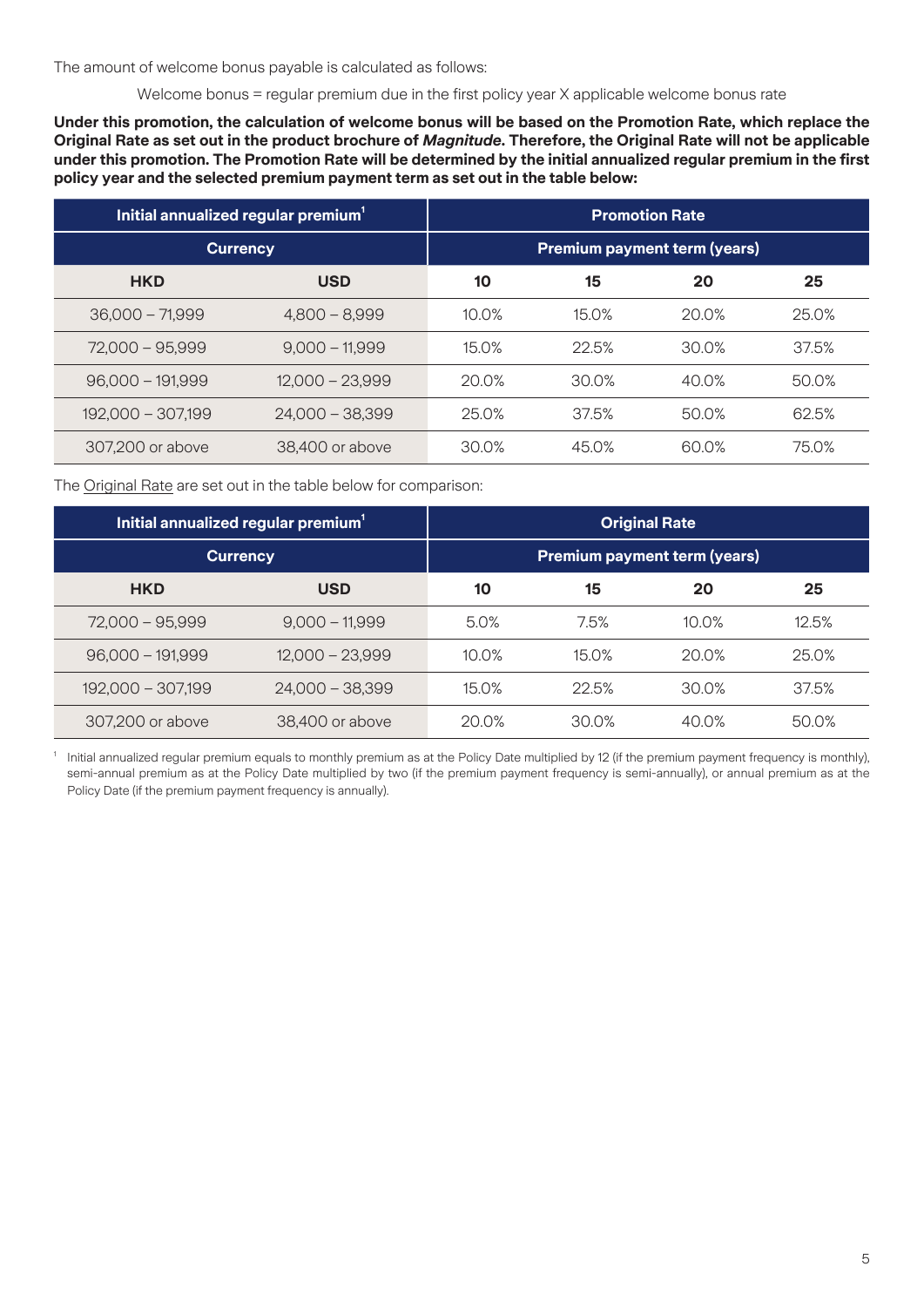The amount of welcome bonus payable is calculated as follows:

Welcome bonus = regular premium due in the first policy year X applicable welcome bonus rate

**Under this promotion, the calculation of welcome bonus will be based on the Promotion Rate, which replace the Original Rate as set out in the product brochure of *Magnitude*. Therefore, the Original Rate will not be applicable under this promotion. The Promotion Rate will be determined by the initial annualized regular premium in the first policy year and the selected premium payment term as set out in the table below:**

| Initial annualized regular premium[1] | | Promotion Rate | | | |
|---|---|---|---|---|---|
| Currency | | Premium payment term (years) | | | |
| HKD | USD | 10 | 15 | 20 | 25 |
| 36,000 – 71,999 | 4,800 – 8,999 | 10.0% | 15.0% | 20.0% | 25.0% |
| 72,000 – 95,999 | 9,000 – 11,999 | 15.0% | 22.5% | 30.0% | 37.5% |
| 96,000 – 191,999 | 12,000 – 23,999 | 20.0% | 30.0% | 40.0% | 50.0% |
| 192,000 – 307,199 | 24,000 – 38,399 | 25.0% | 37.5% | 50.0% | 62.5% |
| 307,200 or above | 38,400 or above | 30.0% | 45.0% | 60.0% | 75.0% |

The Original Rate are set out in the table below for comparison:

| Initial annualized regular premium[1] | | Original Rate | | | |
|---|---|---|---|---|---|
| Currency | | Premium payment term (years) | | | |
| HKD | USD | 10 | 15 | 20 | 25 |
| 72,000 – 95,999 | 9,000 – 11,999 | 5.0% | 7.5% | 10.0% | 12.5% |
| 96,000 – 191,999 | 12,000 – 23,999 | 10.0% | 15.0% | 20.0% | 25.0% |
| 192,000 – 307,199 | 24,000 – 38,399 | 15.0% | 22.5% | 30.0% | 37.5% |
| 307,200 or above | 38,400 or above | 20.0% | 30.0% | 40.0% | 50.0% |

[1] Initial annualized regular premium equals to monthly premium as at the Policy Date multiplied by 12 (if the premium payment frequency is monthly), semi-annual premium as at the Policy Date multiplied by two (if the premium payment frequency is semi-annually), or annual premium as at the Policy Date (if the premium payment frequency is annually).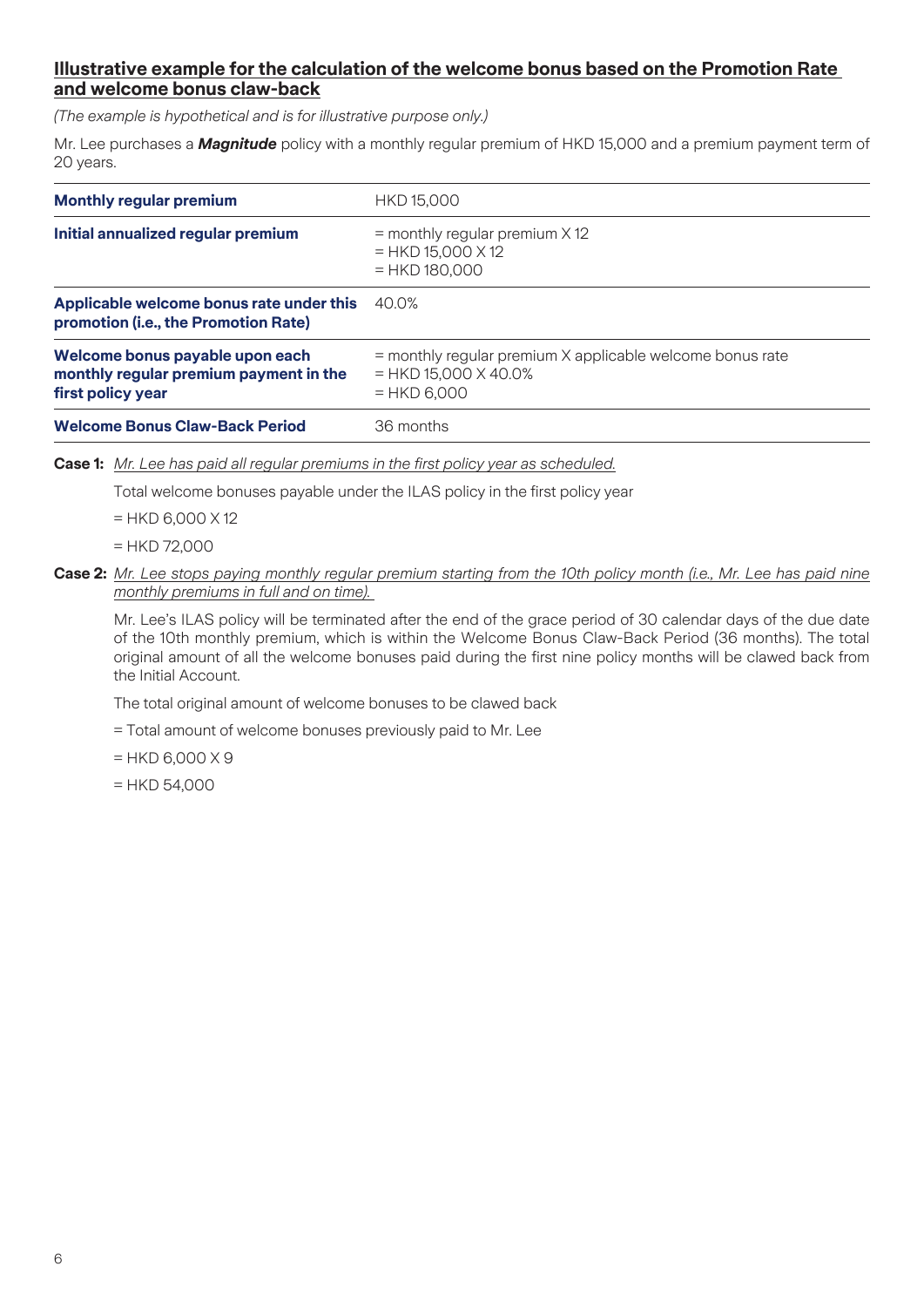## Illustrative example for the calculation of the welcome bonus based on the Promotion Rate and welcome bonus claw-back

*(The example is hypothetical and is for illustrative purpose only.)*

Mr. Lee purchases a ***Magnitude*** policy with a monthly regular premium of HKD 15,000 and a premium payment term of 20 years.

| | |
|---|---|
| **Monthly regular premium** | HKD 15,000 |
| **Initial annualized regular premium** | = monthly regular premium X 12<br>= HKD 15,000 X 12<br>= HKD 180,000 |
| **Applicable welcome bonus rate under this promotion (i.e., the Promotion Rate)** | 40.0% |
| **Welcome bonus payable upon each monthly regular premium payment in the first policy year** | = monthly regular premium X applicable welcome bonus rate<br>= HKD 15,000 X 40.0%<br>= HKD 6,000 |
| **Welcome Bonus Claw-Back Period** | 36 months |

**Case 1:** *Mr. Lee has paid all regular premiums in the first policy year as scheduled.*

Total welcome bonuses payable under the ILAS policy in the first policy year

= HKD 6,000 X 12

= HKD 72,000

**Case 2:** *Mr. Lee stops paying monthly regular premium starting from the 10th policy month (i.e., Mr. Lee has paid nine monthly premiums in full and on time).*

Mr. Lee's ILAS policy will be terminated after the end of the grace period of 30 calendar days of the due date of the 10th monthly premium, which is within the Welcome Bonus Claw-Back Period (36 months). The total original amount of all the welcome bonuses paid during the first nine policy months will be clawed back from the Initial Account.

The total original amount of welcome bonuses to be clawed back

= Total amount of welcome bonuses previously paid to Mr. Lee

= HKD 6,000 X 9

= HKD 54,000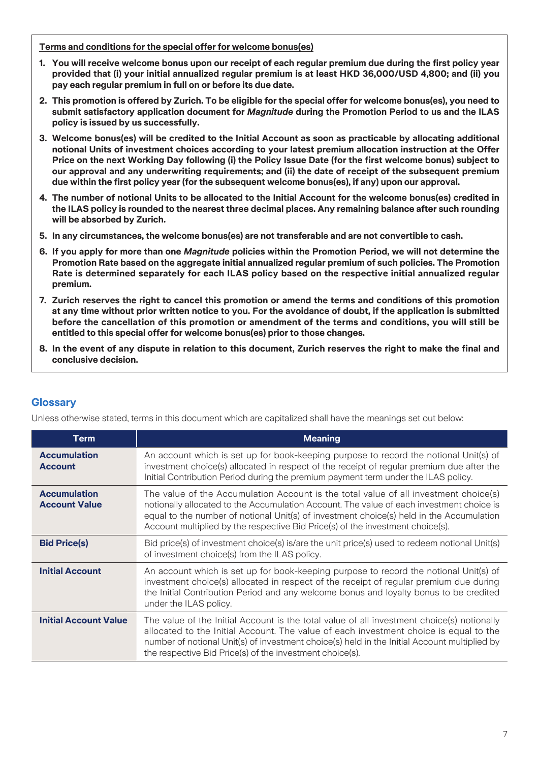**Terms and conditions for the special offer for welcome bonus(es)**

1. **You will receive welcome bonus upon our receipt of each regular premium due during the first policy year provided that (i) your initial annualized regular premium is at least HKD 36,000/USD 4,800; and (ii) you pay each regular premium in full on or before its due date.**
2. **This promotion is offered by Zurich. To be eligible for the special offer for welcome bonus(es), you need to submit satisfactory application document for *Magnitude* during the Promotion Period to us and the ILAS policy is issued by us successfully.**
3. **Welcome bonus(es) will be credited to the Initial Account as soon as practicable by allocating additional notional Units of investment choices according to your latest premium allocation instruction at the Offer Price on the next Working Day following (i) the Policy Issue Date (for the first welcome bonus) subject to our approval and any underwriting requirements; and (ii) the date of receipt of the subsequent premium due within the first policy year (for the subsequent welcome bonus(es), if any) upon our approval.**
4. **The number of notional Units to be allocated to the Initial Account for the welcome bonus(es) credited in the ILAS policy is rounded to the nearest three decimal places. Any remaining balance after such rounding will be absorbed by Zurich.**
5. **In any circumstances, the welcome bonus(es) are not transferable and are not convertible to cash.**
6. **If you apply for more than one *Magnitude* policies within the Promotion Period, we will not determine the Promotion Rate based on the aggregate initial annualized regular premium of such policies. The Promotion Rate is determined separately for each ILAS policy based on the respective initial annualized regular premium.**
7. **Zurich reserves the right to cancel this promotion or amend the terms and conditions of this promotion at any time without prior written notice to you. For the avoidance of doubt, if the application is submitted before the cancellation of this promotion or amendment of the terms and conditions, you will still be entitled to this special offer for welcome bonus(es) prior to those changes.**
8. **In the event of any dispute in relation to this document, Zurich reserves the right to make the final and conclusive decision.**

## Glossary

Unless otherwise stated, terms in this document which are capitalized shall have the meanings set out below:

| Term | Meaning |
|---|---|
| **Accumulation Account** | An account which is set up for book-keeping purpose to record the notional Unit(s) of investment choice(s) allocated in respect of the receipt of regular premium due after the Initial Contribution Period during the premium payment term under the ILAS policy. |
| **Accumulation Account Value** | The value of the Accumulation Account is the total value of all investment choice(s) notionally allocated to the Accumulation Account. The value of each investment choice is equal to the number of notional Unit(s) of investment choice(s) held in the Accumulation Account multiplied by the respective Bid Price(s) of the investment choice(s). |
| **Bid Price(s)** | Bid price(s) of investment choice(s) is/are the unit price(s) used to redeem notional Unit(s) of investment choice(s) from the ILAS policy. |
| **Initial Account** | An account which is set up for book-keeping purpose to record the notional Unit(s) of investment choice(s) allocated in respect of the receipt of regular premium due during the Initial Contribution Period and any welcome bonus and loyalty bonus to be credited under the ILAS policy. |
| **Initial Account Value** | The value of the Initial Account is the total value of all investment choice(s) notionally allocated to the Initial Account. The value of each investment choice is equal to the number of notional Unit(s) of investment choice(s) held in the Initial Account multiplied by the respective Bid Price(s) of the investment choice(s). |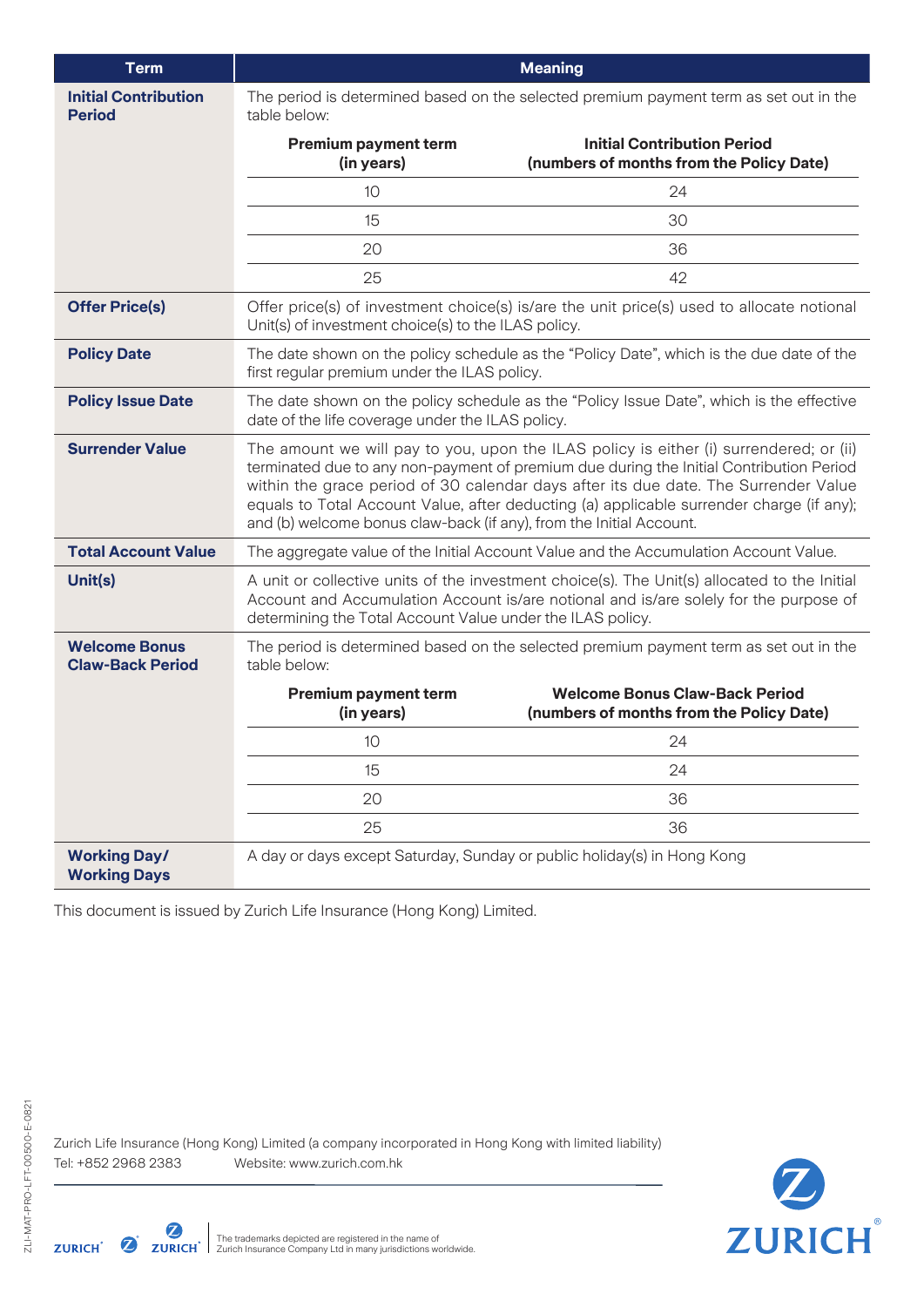| Term | Meaning |
|---|---|
| **Initial Contribution Period** | The period is determined based on the selected premium payment term as set out in the table below:<br><br>**Premium payment term (in years)** / **Initial Contribution Period (numbers of months from the Policy Date)**<br>10 / 24<br>15 / 30<br>20 / 36<br>25 / 42 |
| **Offer Price(s)** | Offer price(s) of investment choice(s) is/are the unit price(s) used to allocate notional Unit(s) of investment choice(s) to the ILAS policy. |
| **Policy Date** | The date shown on the policy schedule as the "Policy Date", which is the due date of the first regular premium under the ILAS policy. |
| **Policy Issue Date** | The date shown on the policy schedule as the "Policy Issue Date", which is the effective date of the life coverage under the ILAS policy. |
| **Surrender Value** | The amount we will pay to you, upon the ILAS policy is either (i) surrendered; or (ii) terminated due to any non-payment of premium due during the Initial Contribution Period within the grace period of 30 calendar days after its due date. The Surrender Value equals to Total Account Value, after deducting (a) applicable surrender charge (if any); and (b) welcome bonus claw-back (if any), from the Initial Account. |
| **Total Account Value** | The aggregate value of the Initial Account Value and the Accumulation Account Value. |
| **Unit(s)** | A unit or collective units of the investment choice(s). The Unit(s) allocated to the Initial Account and Accumulation Account is/are notional and is/are solely for the purpose of determining the Total Account Value under the ILAS policy. |
| **Welcome Bonus Claw-Back Period** | The period is determined based on the selected premium payment term as set out in the table below:<br><br>**Premium payment term (in years)** / **Welcome Bonus Claw-Back Period (numbers of months from the Policy Date)**<br>10 / 24<br>15 / 24<br>20 / 36<br>25 / 36 |
| **Working Day/ Working Days** | A day or days except Saturday, Sunday or public holiday(s) in Hong Kong |

This document is issued by Zurich Life Insurance (Hong Kong) Limited.

Zurich Life Insurance (Hong Kong) Limited (a company incorporated in Hong Kong with limited liability)
Tel: +852 2968 2383 Website: www.zurich.com.hk

The trademarks depicted are registered in the name of Zurich Insurance Company Ltd in many jurisdictions worldwide.

ZLI-MAT-PRO-LFT-00500-E-0821